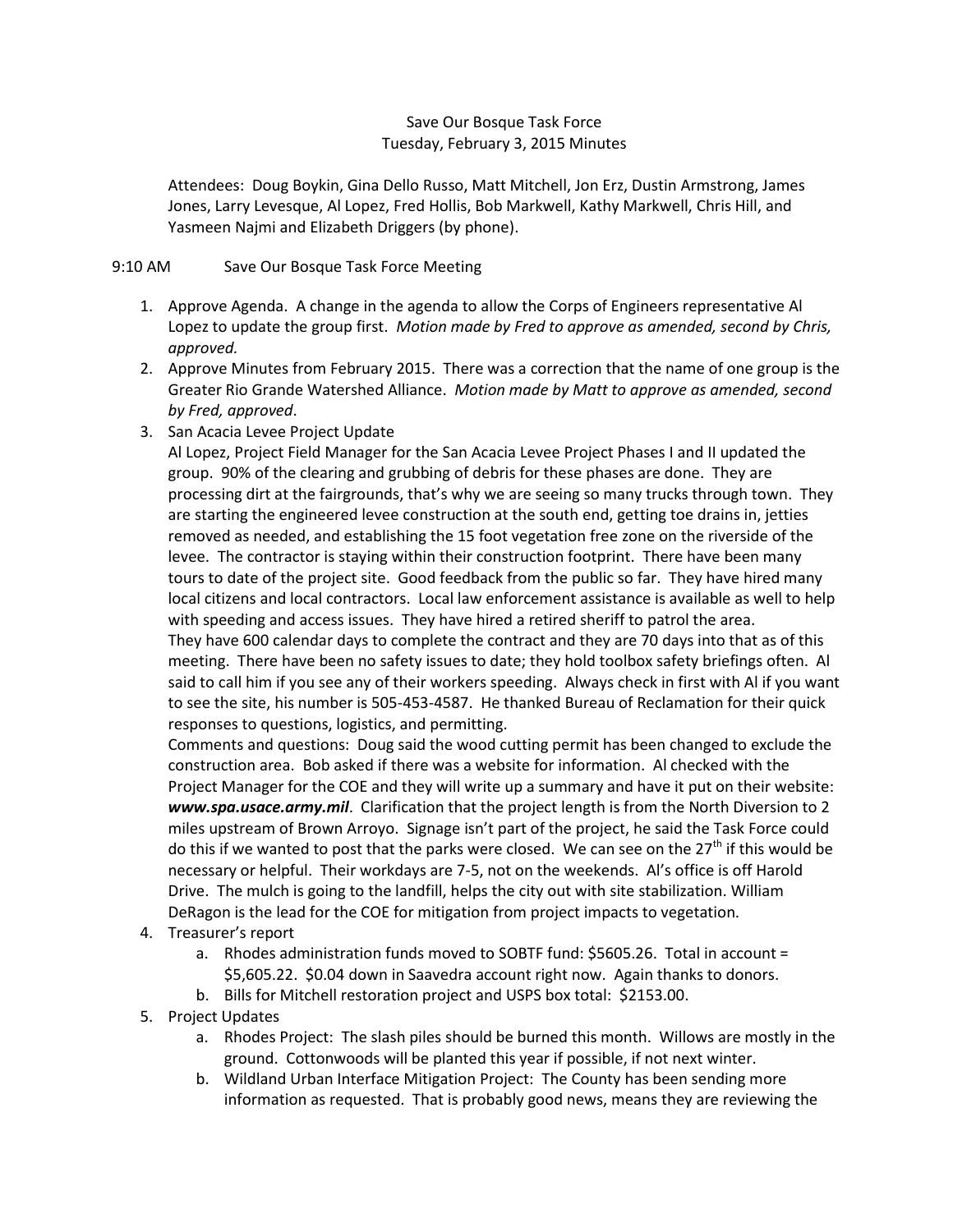Save Our Bosque Task Force
Tuesday, February 3, 2015 Minutes

Attendees: Doug Boykin, Gina Dello Russo, Matt Mitchell, Jon Erz, Dustin Armstrong, James Jones, Larry Levesque, Al Lopez, Fred Hollis, Bob Markwell, Kathy Markwell, Chris Hill, and Yasmeen Najmi and Elizabeth Driggers (by phone).

9:10 AM Save Our Bosque Task Force Meeting

1. Approve Agenda. A change in the agenda to allow the Corps of Engineers representative Al Lopez to update the group first. *Motion made by Fred to approve as amended, second by Chris, approved.*
2. Approve Minutes from February 2015. There was a correction that the name of one group is the Greater Rio Grande Watershed Alliance. *Motion made by Matt to approve as amended, second by Fred, approved*.
3. San Acacia Levee Project Update
   Al Lopez, Project Field Manager for the San Acacia Levee Project Phases I and II updated the group. 90% of the clearing and grubbing of debris for these phases are done. They are processing dirt at the fairgrounds, that's why we are seeing so many trucks through town. They are starting the engineered levee construction at the south end, getting toe drains in, jetties removed as needed, and establishing the 15 foot vegetation free zone on the riverside of the levee. The contractor is staying within their construction footprint. There have been many tours to date of the project site. Good feedback from the public so far. They have hired many local citizens and local contractors. Local law enforcement assistance is available as well to help with speeding and access issues. They have hired a retired sheriff to patrol the area.
   They have 600 calendar days to complete the contract and they are 70 days into that as of this meeting. There have been no safety issues to date; they hold toolbox safety briefings often. Al said to call him if you see any of their workers speeding. Always check in first with Al if you want to see the site, his number is 505-453-4587. He thanked Bureau of Reclamation for their quick responses to questions, logistics, and permitting.
   Comments and questions: Doug said the wood cutting permit has been changed to exclude the construction area. Bob asked if there was a website for information. Al checked with the Project Manager for the COE and they will write up a summary and have it put on their website: ***www.spa.usace.army.mil***. Clarification that the project length is from the North Diversion to 2 miles upstream of Brown Arroyo. Signage isn't part of the project, he said the Task Force could do this if we wanted to post that the parks were closed. We can see on the 27th if this would be necessary or helpful. Their workdays are 7-5, not on the weekends. Al's office is off Harold Drive. The mulch is going to the landfill, helps the city out with site stabilization. William DeRagon is the lead for the COE for mitigation from project impacts to vegetation.
4. Treasurer's report
   a. Rhodes administration funds moved to SOBTF fund: $5605.26. Total in account = $5,605.22. $0.04 down in Saavedra account right now. Again thanks to donors.
   b. Bills for Mitchell restoration project and USPS box total: $2153.00.
5. Project Updates
   a. Rhodes Project: The slash piles should be burned this month. Willows are mostly in the ground. Cottonwoods will be planted this year if possible, if not next winter.
   b. Wildland Urban Interface Mitigation Project: The County has been sending more information as requested. That is probably good news, means they are reviewing the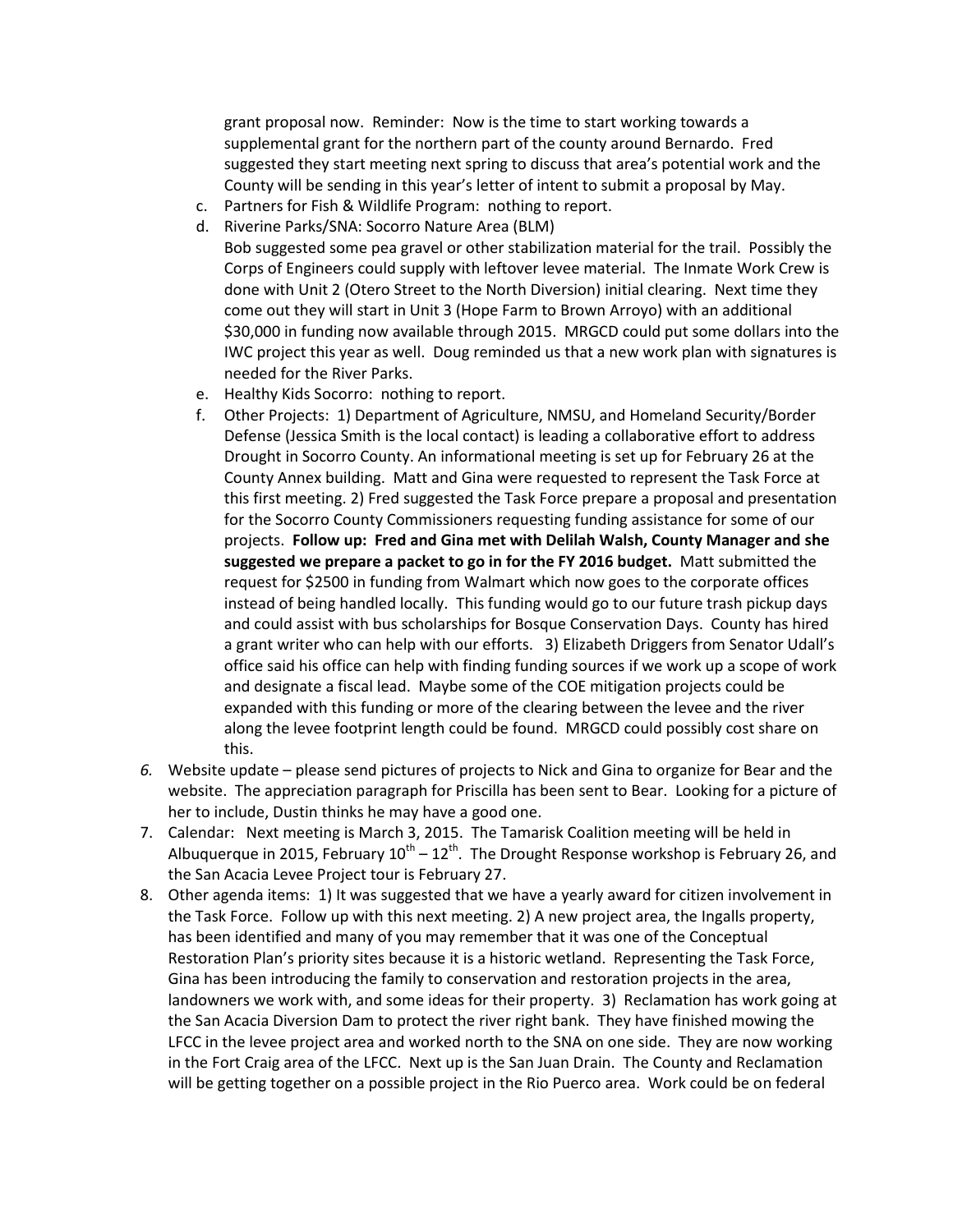grant proposal now. Reminder: Now is the time to start working towards a supplemental grant for the northern part of the county around Bernardo. Fred suggested they start meeting next spring to discuss that area's potential work and the County will be sending in this year's letter of intent to submit a proposal by May.

c. Partners for Fish & Wildlife Program: nothing to report.

d. Riverine Parks/SNA: Socorro Nature Area (BLM)
Bob suggested some pea gravel or other stabilization material for the trail. Possibly the Corps of Engineers could supply with leftover levee material. The Inmate Work Crew is done with Unit 2 (Otero Street to the North Diversion) initial clearing. Next time they come out they will start in Unit 3 (Hope Farm to Brown Arroyo) with an additional $30,000 in funding now available through 2015. MRGCD could put some dollars into the IWC project this year as well. Doug reminded us that a new work plan with signatures is needed for the River Parks.

e. Healthy Kids Socorro: nothing to report.

f. Other Projects: 1) Department of Agriculture, NMSU, and Homeland Security/Border Defense (Jessica Smith is the local contact) is leading a collaborative effort to address Drought in Socorro County. An informational meeting is set up for February 26 at the County Annex building. Matt and Gina were requested to represent the Task Force at this first meeting. 2) Fred suggested the Task Force prepare a proposal and presentation for the Socorro County Commissioners requesting funding assistance for some of our projects. **Follow up: Fred and Gina met with Delilah Walsh, County Manager and she suggested we prepare a packet to go in for the FY 2016 budget.** Matt submitted the request for $2500 in funding from Walmart which now goes to the corporate offices instead of being handled locally. This funding would go to our future trash pickup days and could assist with bus scholarships for Bosque Conservation Days. County has hired a grant writer who can help with our efforts. 3) Elizabeth Driggers from Senator Udall's office said his office can help with finding funding sources if we work up a scope of work and designate a fiscal lead. Maybe some of the COE mitigation projects could be expanded with this funding or more of the clearing between the levee and the river along the levee footprint length could be found. MRGCD could possibly cost share on this.

6. Website update – please send pictures of projects to Nick and Gina to organize for Bear and the website. The appreciation paragraph for Priscilla has been sent to Bear. Looking for a picture of her to include, Dustin thinks he may have a good one.

7. Calendar: Next meeting is March 3, 2015. The Tamarisk Coalition meeting will be held in Albuquerque in 2015, February 10th – 12th. The Drought Response workshop is February 26, and the San Acacia Levee Project tour is February 27.

8. Other agenda items: 1) It was suggested that we have a yearly award for citizen involvement in the Task Force. Follow up with this next meeting. 2) A new project area, the Ingalls property, has been identified and many of you may remember that it was one of the Conceptual Restoration Plan's priority sites because it is a historic wetland. Representing the Task Force, Gina has been introducing the family to conservation and restoration projects in the area, landowners we work with, and some ideas for their property. 3) Reclamation has work going at the San Acacia Diversion Dam to protect the river right bank. They have finished mowing the LFCC in the levee project area and worked north to the SNA on one side. They are now working in the Fort Craig area of the LFCC. Next up is the San Juan Drain. The County and Reclamation will be getting together on a possible project in the Rio Puerco area. Work could be on federal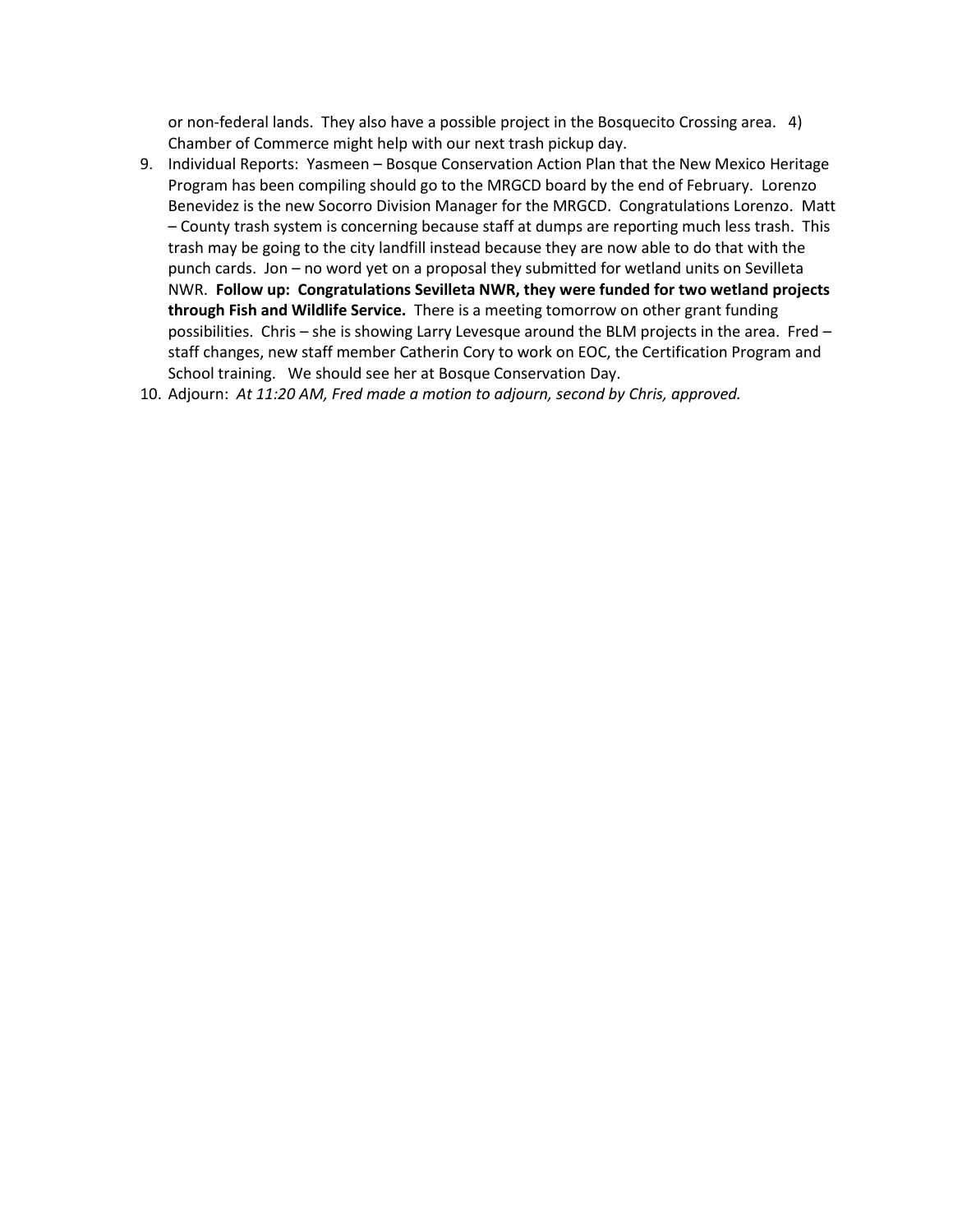or non-federal lands. They also have a possible project in the Bosquecito Crossing area. 4) Chamber of Commerce might help with our next trash pickup day.

9. Individual Reports: Yasmeen – Bosque Conservation Action Plan that the New Mexico Heritage Program has been compiling should go to the MRGCD board by the end of February. Lorenzo Benevidez is the new Socorro Division Manager for the MRGCD. Congratulations Lorenzo. Matt – County trash system is concerning because staff at dumps are reporting much less trash. This trash may be going to the city landfill instead because they are now able to do that with the punch cards. Jon – no word yet on a proposal they submitted for wetland units on Sevilleta NWR. **Follow up: Congratulations Sevilleta NWR, they were funded for two wetland projects through Fish and Wildlife Service.** There is a meeting tomorrow on other grant funding possibilities. Chris – she is showing Larry Levesque around the BLM projects in the area. Fred – staff changes, new staff member Catherin Cory to work on EOC, the Certification Program and School training. We should see her at Bosque Conservation Day.
10. Adjourn: *At 11:20 AM, Fred made a motion to adjourn, second by Chris, approved.*